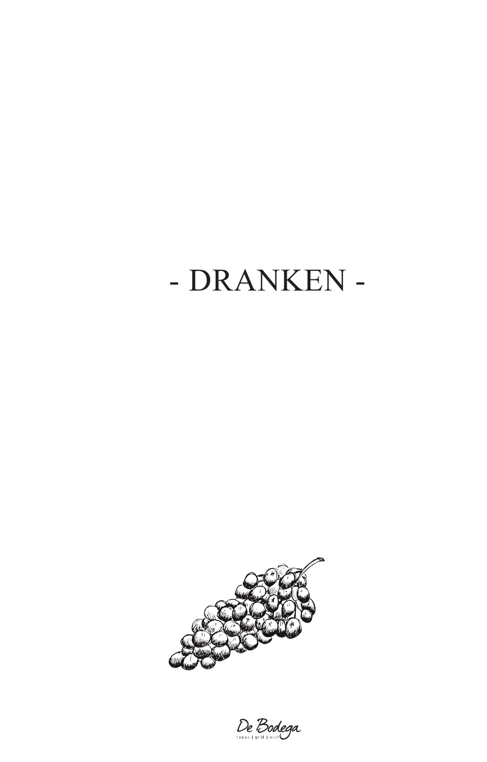# - DRANKEN -

De Bodega
tapas | grill | wijn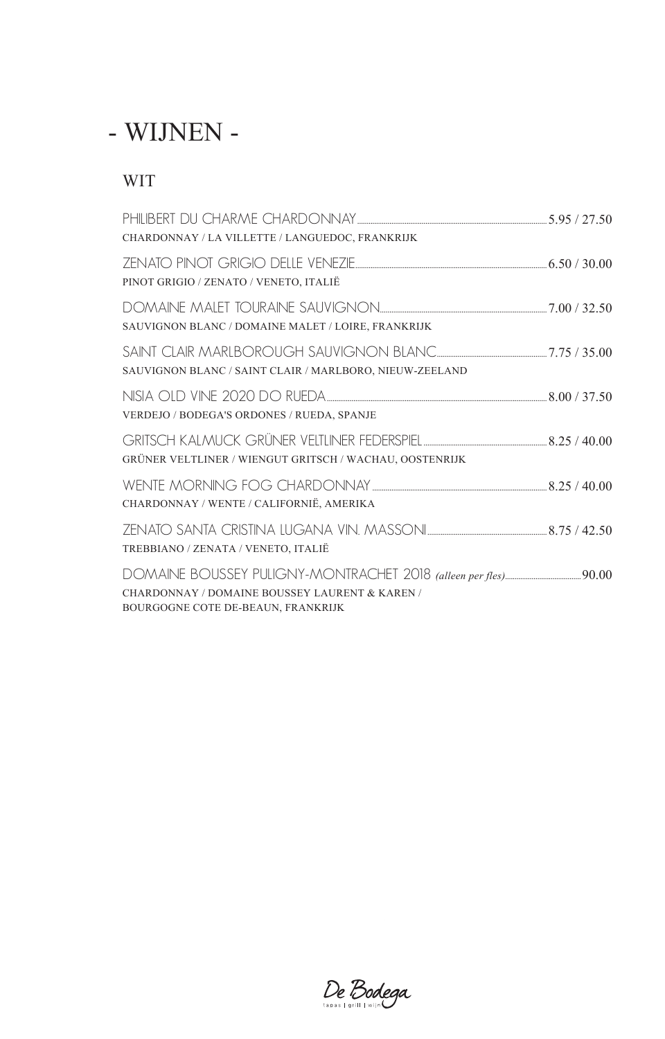# - WIJNEN -

## WIT

PHILIBERT DU CHARME CHARDONNAY ........ 5.95 / 27.50
CHARDONNAY / LA VILLETTE / LANGUEDOC, FRANKRIJK

ZENATO PINOT GRIGIO DELLE VENEZIE ........ 6.50 / 30.00
PINOT GRIGIO / ZENATO / VENETO, ITALIË

DOMAINE MALET TOURAINE SAUVIGNON ........ 7.00 / 32.50
SAUVIGNON BLANC / DOMAINE MALET / LOIRE, FRANKRIJK

SAINT CLAIR MARLBOROUGH SAUVIGNON BLANC ........ 7.75 / 35.00
SAUVIGNON BLANC / SAINT CLAIR / MARLBORO, NIEUW-ZEELAND

NISIA OLD VINE 2020 DO RUEDA ........ 8.00 / 37.50
VERDEJO / BODEGA'S ORDONES / RUEDA, SPANJE

GRITSCH KALMUCK GRÜNER VELTLINER FEDERSPIEL ........ 8.25 / 40.00
GRÜNER VELTLINER / WIENGUT GRITSCH / WACHAU, OOSTENRIJK

WENTE MORNING FOG CHARDONNAY ........ 8.25 / 40.00
CHARDONNAY / WENTE / CALIFORNIË, AMERIKA

ZENATO SANTA CRISTINA LUGANA VIN. MASSONI ........ 8.75 / 42.50
TREBBIANO / ZENATA / VENETO, ITALIË

DOMAINE BOUSSEY PULIGNY-MONTRACHET 2018 *(alleen per fles)* ........ 90.00
CHARDONNAY / DOMAINE BOUSSEY LAURENT & KAREN /
BOURGOGNE COTE DE-BEAUN, FRANKRIJK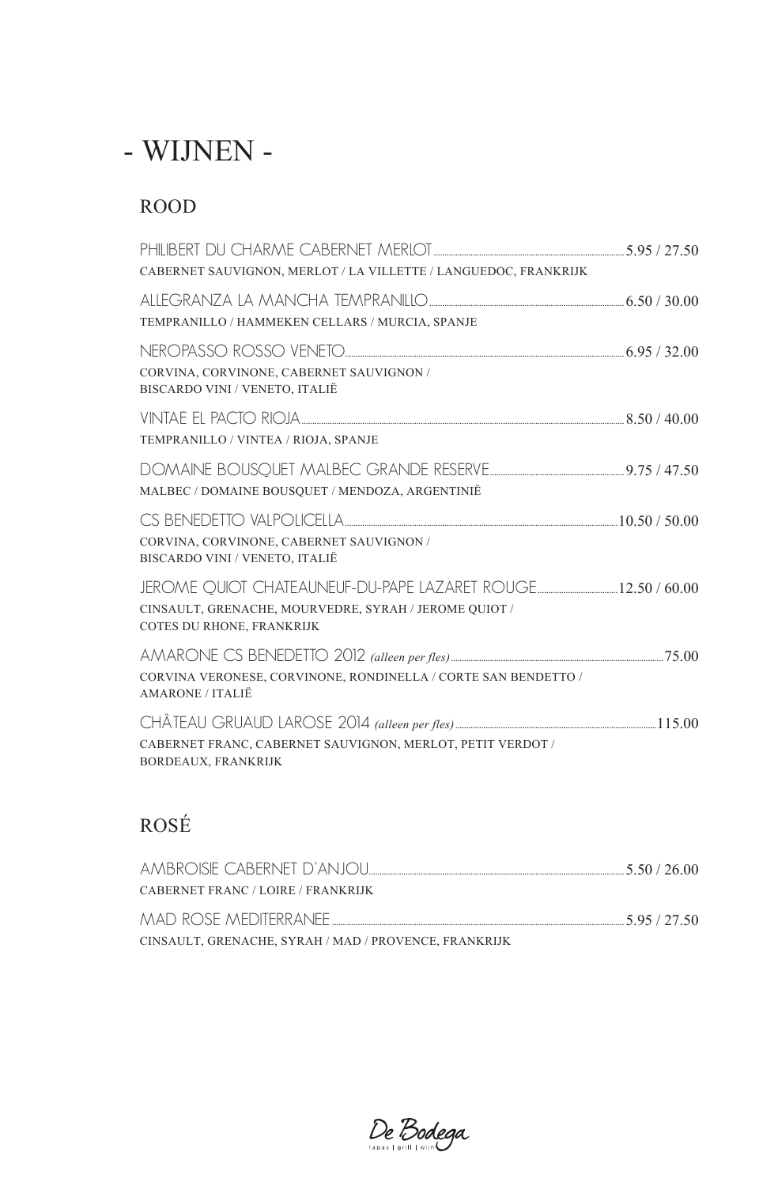# - WIJNEN -

## ROOD

PHILIBERT DU CHARME CABERNET MERLOT .......... 5.95 / 27.50
CABERNET SAUVIGNON, MERLOT / LA VILLETTE / LANGUEDOC, FRANKRIJK

ALLEGRANZA LA MANCHA TEMPRANILLO .......... 6.50 / 30.00
TEMPRANILLO / HAMMEKEN CELLARS / MURCIA, SPANJE

NEROPASSO ROSSO VENETO .......... 6.95 / 32.00
CORVINA, CORVINONE, CABERNET SAUVIGNON /
BISCARDO VINI / VENETO, ITALIË

VINTAE EL PACTO RIOJA .......... 8.50 / 40.00
TEMPRANILLO / VINTEA / RIOJA, SPANJE

DOMAINE BOUSQUET MALBEC GRANDE RESERVE .......... 9.75 / 47.50
MALBEC / DOMAINE BOUSQUET / MENDOZA, ARGENTINIË

CS BENEDETTO VALPOLICELLA .......... 10.50 / 50.00
CORVINA, CORVINONE, CABERNET SAUVIGNON /
BISCARDO VINI / VENETO, ITALIË

JEROME QUIOT CHATEAUNEUF-DU-PAPE LAZARET ROUGE .......... 12.50 / 60.00
CINSAULT, GRENACHE, MOURVEDRE, SYRAH / JEROME QUIOT /
COTES DU RHONE, FRANKRIJK

AMARONE CS BENEDETTO 2012 *(alleen per fles)* .......... 75.00
CORVINA VERONESE, CORVINONE, RONDINELLA / CORTE SAN BENDETTO /
AMARONE / ITALIË

CHÂTEAU GRUAUD LAROSE 2014 *(alleen per fles)* .......... 115.00
CABERNET FRANC, CABERNET SAUVIGNON, MERLOT, PETIT VERDOT /
BORDEAUX, FRANKRIJK

## ROSÉ

AMBROISIE CABERNET D'ANJOU .......... 5.50 / 26.00
CABERNET FRANC / LOIRE / FRANKRIJK

MAD ROSE MEDITERRANEE .......... 5.95 / 27.50
CINSAULT, GRENACHE, SYRAH / MAD / PROVENCE, FRANKRIJK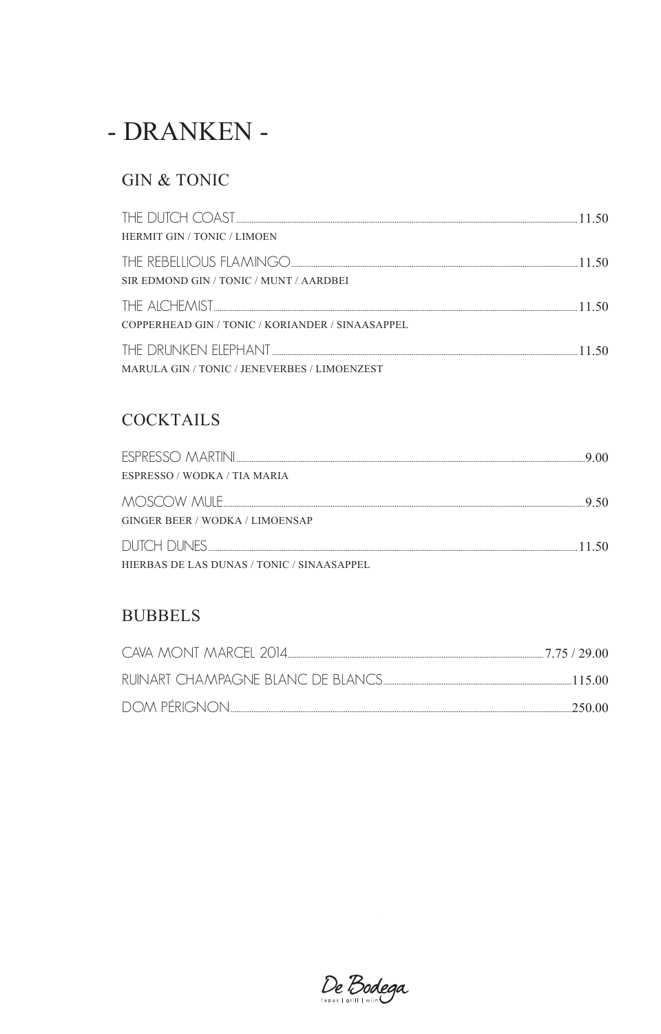# - DRANKEN -

## GIN & TONIC

THE DUTCH COAST ........ 11.50
HERMIT GIN / TONIC / LIMOEN

THE REBELLIOUS FLAMINGO ........ 11.50
SIR EDMOND GIN / TONIC / MUNT / AARDBEI

THE ALCHEMIST ........ 11.50
COPPERHEAD GIN / TONIC / KORIANDER / SINAASAPPEL

THE DRUNKEN ELEPHANT ........ 11.50
MARULA GIN / TONIC / JENEVERBES / LIMOENZEST

## COCKTAILS

ESPRESSO MARTINI ........ 9.00
ESPRESSO / WODKA / TIA MARIA

MOSCOW MULE ........ 9.50
GINGER BEER / WODKA / LIMOENSAP

DUTCH DUNES ........ 11.50
HIERBAS DE LAS DUNAS / TONIC / SINAASAPPEL

## BUBBELS

CAVA MONT MARCEL 2014 ........ 7.75 / 29.00

RUINART CHAMPAGNE BLANC DE BLANCS ........ 115.00

DOM PÉRIGNON ........ 250.00

De Bodega
tapas | grill | wijn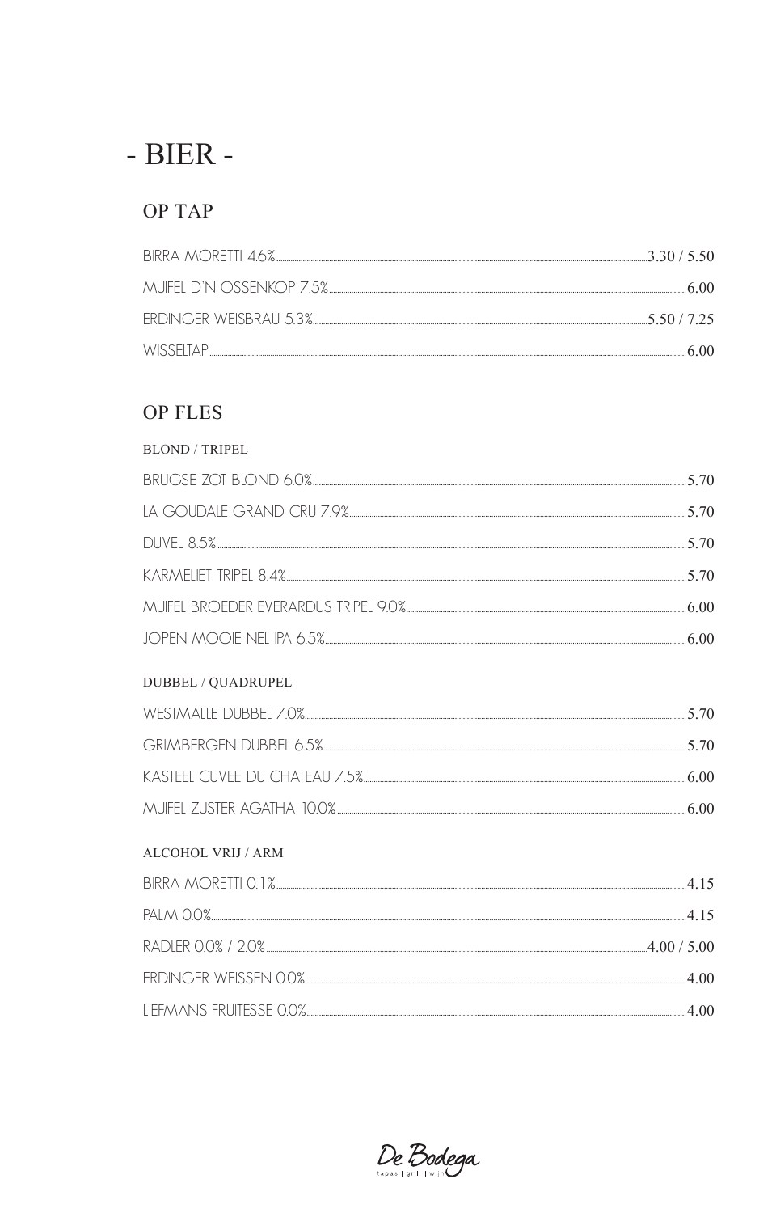# - BIER -

## OP TAP

| | |
|---|---|
| BIRRA MORETTI 4.6% | 3.30 / 5.50 |
| MUIFEL D'N OSSENKOP 7.5% | 6.00 |
| ERDINGER WEISBRAU 5.3% | 5.50 / 7.25 |
| WISSELTAP | 6.00 |

## OP FLES

### BLOND / TRIPEL

| | |
|---|---|
| BRUGSE ZOT BLOND 6.0% | 5.70 |
| LA GOUDALE GRAND CRU 7.9% | 5.70 |
| DUVEL 8.5% | 5.70 |
| KARMELIET TRIPEL 8.4% | 5.70 |
| MUIFEL BROEDER EVERARDUS TRIPEL 9.0% | 6.00 |
| JOPEN MOOIE NEL IPA 6.5% | 6.00 |

### DUBBEL / QUADRUPEL

| | |
|---|---|
| WESTMALLE DUBBEL 7.0% | 5.70 |
| GRIMBERGEN DUBBEL 6.5% | 5.70 |
| KASTEEL CUVEE DU CHATEAU 7.5% | 6.00 |
| MUIFEL ZUSTER AGATHA 10.0% | 6.00 |

### ALCOHOL VRIJ / ARM

| | |
|---|---|
| BIRRA MORETTI 0.1% | 4.15 |
| PALM 0.0% | 4.15 |
| RADLER 0.0% / 2.0% | 4.00 / 5.00 |
| ERDINGER WEISSEN 0.0% | 4.00 |
| LIEFMANS FRUITESSE 0.0% | 4.00 |

De Bodega
tapas | grill | wijn